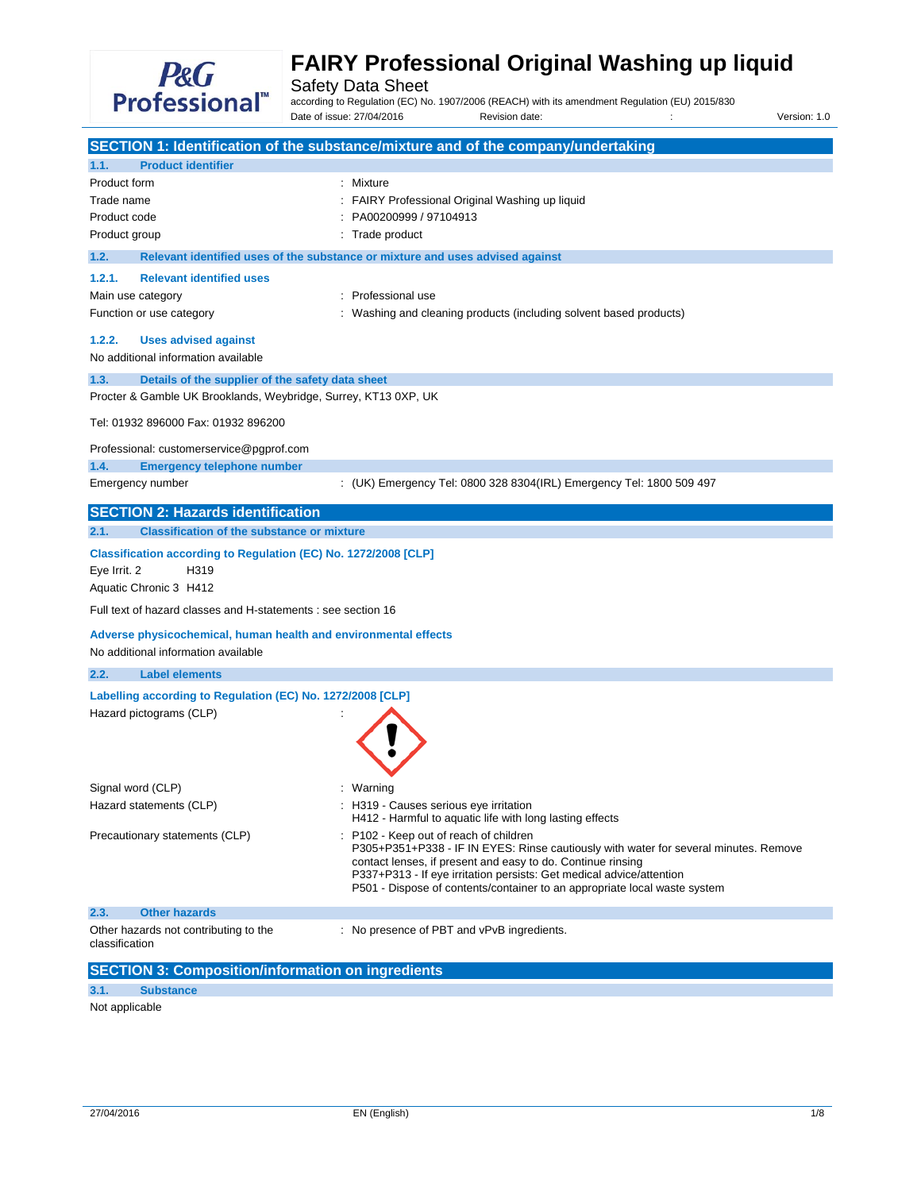# FAIRY Professional Original Washing up liquid

Safety Data Sheet

according to Regulation (EC) No. 1907/2006 (REACH) with its amendment Regulation (EU) 2015/830

Date of issue: 27/04/2016 Revision date: : Version: 1.0

## SECTION 1: Identification of the substance/mixture and of the company/undertaking

### 1.1. Product identifier

| | |
|---|---|
| Product form | : Mixture |
| Trade name | : FAIRY Professional Original Washing up liquid |
| Product code | : PA00200999 / 97104913 |
| Product group | : Trade product |

### 1.2. Relevant identified uses of the substance or mixture and uses advised against

#### 1.2.1. Relevant identified uses

| | |
|---|---|
| Main use category | : Professional use |
| Function or use category | : Washing and cleaning products (including solvent based products) |

#### 1.2.2. Uses advised against

No additional information available

### 1.3. Details of the supplier of the safety data sheet

Procter & Gamble UK Brooklands, Weybridge, Surrey, KT13 0XP, UK

Tel: 01932 896000 Fax: 01932 896200

Professional: customerservice@pgprof.com

### 1.4. Emergency telephone number

| | |
|---|---|
| Emergency number | : (UK) Emergency Tel: 0800 328 8304(IRL) Emergency Tel: 1800 509 497 |

## SECTION 2: Hazards identification

### 2.1. Classification of the substance or mixture

**Classification according to Regulation (EC) No. 1272/2008 [CLP]**

Eye Irrit. 2 H319

Aquatic Chronic 3 H412

Full text of hazard classes and H-statements : see section 16

**Adverse physicochemical, human health and environmental effects**

No additional information available

### 2.2. Label elements

**Labelling according to Regulation (EC) No. 1272/2008 [CLP]**

| | |
|---|---|
| Hazard pictograms (CLP) | : |
| Signal word (CLP) | : Warning |
| Hazard statements (CLP) | : H319 - Causes serious eye irritation<br>H412 - Harmful to aquatic life with long lasting effects |
| Precautionary statements (CLP) | : P102 - Keep out of reach of children<br>P305+P351+P338 - IF IN EYES: Rinse cautiously with water for several minutes. Remove contact lenses, if present and easy to do. Continue rinsing<br>P337+P313 - If eye irritation persists: Get medical advice/attention<br>P501 - Dispose of contents/container to an appropriate local waste system |

### 2.3. Other hazards

| | |
|---|---|
| Other hazards not contributing to the classification | : No presence of PBT and vPvB ingredients. |

## SECTION 3: Composition/information on ingredients

### 3.1. Substance

Not applicable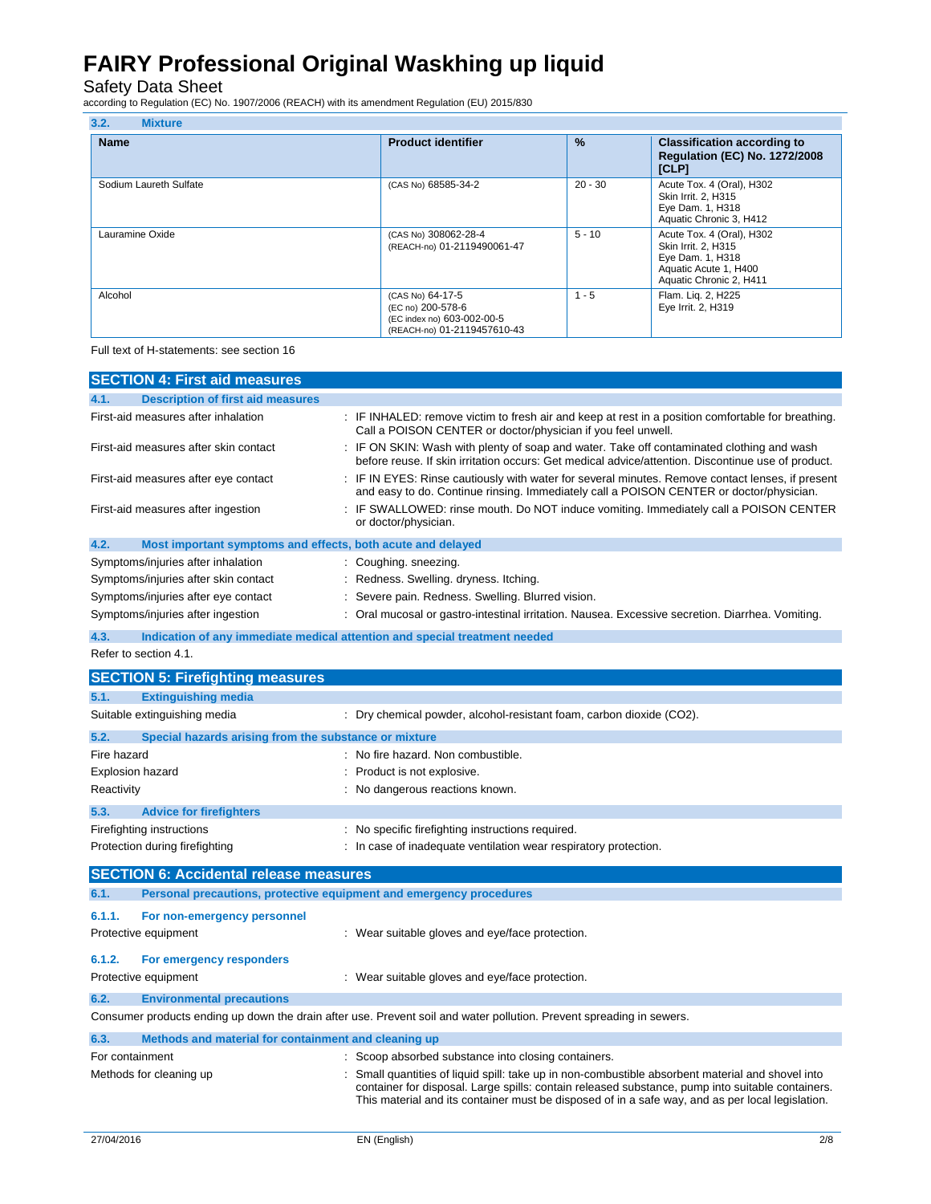### 3.2. Mixture

| Name | Product identifier | % | Classification according to Regulation (EC) No. 1272/2008 [CLP] |
|---|---|---|---|
| Sodium Laureth Sulfate | (CAS No) 68585-34-2 | 20 - 30 | Acute Tox. 4 (Oral), H302<br>Skin Irrit. 2, H315<br>Eye Dam. 1, H318<br>Aquatic Chronic 3, H412 |
| Lauramine Oxide | (CAS No) 308062-28-4<br>(REACH-no) 01-2119490061-47 | 5 - 10 | Acute Tox. 4 (Oral), H302<br>Skin Irrit. 2, H315<br>Eye Dam. 1, H318<br>Aquatic Acute 1, H400<br>Aquatic Chronic 2, H411 |
| Alcohol | (CAS No) 64-17-5<br>(EC no) 200-578-6<br>(EC index no) 603-002-00-5<br>(REACH-no) 01-2119457610-43 | 1 - 5 | Flam. Liq. 2, H225<br>Eye Irrit. 2, H319 |

Full text of H-statements: see section 16

## SECTION 4: First aid measures

### 4.1. Description of first aid measures

First-aid measures after inhalation : IF INHALED: remove victim to fresh air and keep at rest in a position comfortable for breathing. Call a POISON CENTER or doctor/physician if you feel unwell.

First-aid measures after skin contact : IF ON SKIN: Wash with plenty of soap and water. Take off contaminated clothing and wash before reuse. If skin irritation occurs: Get medical advice/attention. Discontinue use of product.

First-aid measures after eye contact : IF IN EYES: Rinse cautiously with water for several minutes. Remove contact lenses, if present and easy to do. Continue rinsing. Immediately call a POISON CENTER or doctor/physician.

First-aid measures after ingestion : IF SWALLOWED: rinse mouth. Do NOT induce vomiting. Immediately call a POISON CENTER or doctor/physician.

### 4.2. Most important symptoms and effects, both acute and delayed

Symptoms/injuries after inhalation : Coughing. sneezing.

Symptoms/injuries after skin contact : Redness. Swelling. dryness. Itching.

Symptoms/injuries after eye contact : Severe pain. Redness. Swelling. Blurred vision.

Symptoms/injuries after ingestion : Oral mucosal or gastro-intestinal irritation. Nausea. Excessive secretion. Diarrhea. Vomiting.

### 4.3. Indication of any immediate medical attention and special treatment needed

Refer to section 4.1.

## SECTION 5: Firefighting measures

### 5.1. Extinguishing media

Suitable extinguishing media : Dry chemical powder, alcohol-resistant foam, carbon dioxide ($CO_2$).

### 5.2. Special hazards arising from the substance or mixture

Fire hazard : No fire hazard. Non combustible.

Explosion hazard : Product is not explosive.

Reactivity : No dangerous reactions known.

### 5.3. Advice for firefighters

Firefighting instructions : No specific firefighting instructions required.

Protection during firefighting : In case of inadequate ventilation wear respiratory protection.

## SECTION 6: Accidental release measures

### 6.1. Personal precautions, protective equipment and emergency procedures

#### 6.1.1. For non-emergency personnel

Protective equipment : Wear suitable gloves and eye/face protection.

#### 6.1.2. For emergency responders

Protective equipment : Wear suitable gloves and eye/face protection.

### 6.2. Environmental precautions

Consumer products ending up down the drain after use. Prevent soil and water pollution. Prevent spreading in sewers.

### 6.3. Methods and material for containment and cleaning up

For containment : Scoop absorbed substance into closing containers.

Methods for cleaning up : Small quantities of liquid spill: take up in non-combustible absorbent material and shovel into container for disposal. Large spills: contain released substance, pump into suitable containers. This material and its container must be disposed of in a safe way, and as per local legislation.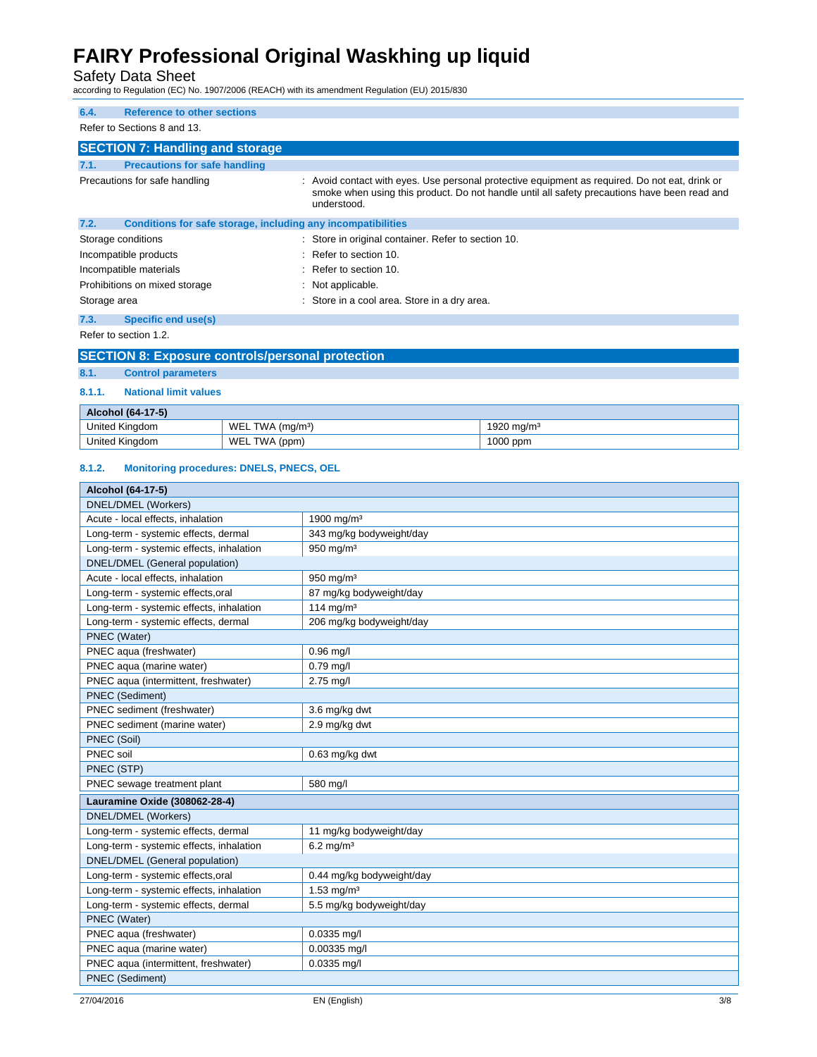### 6.4. Reference to other sections

Refer to Sections 8 and 13.

## SECTION 7: Handling and storage

### 7.1. Precautions for safe handling

Precautions for safe handling : Avoid contact with eyes. Use personal protective equipment as required. Do not eat, drink or smoke when using this product. Do not handle until all safety precautions have been read and understood.

### 7.2. Conditions for safe storage, including any incompatibilities

Storage conditions : Store in original container. Refer to section 10.

Incompatible products : Refer to section 10.

Incompatible materials : Refer to section 10.

Prohibitions on mixed storage : Not applicable.

Storage area : Store in a cool area. Store in a dry area.

### 7.3. Specific end use(s)

Refer to section 1.2.

## SECTION 8: Exposure controls/personal protection

### 8.1. Control parameters

#### 8.1.1. National limit values

| Alcohol (64-17-5) | | |
|---|---|---|
| United Kingdom | WEL TWA (mg/m³) | 1920 mg/m³ |
| United Kingdom | WEL TWA (ppm) | 1000 ppm |

#### 8.1.2. Monitoring procedures: DNELS, PNECS, OEL

| Alcohol (64-17-5) | |
|---|---|
| DNEL/DMEL (Workers) | |
| Acute - local effects, inhalation | 1900 mg/m³ |
| Long-term - systemic effects, dermal | 343 mg/kg bodyweight/day |
| Long-term - systemic effects, inhalation | 950 mg/m³ |
| DNEL/DMEL (General population) | |
| Acute - local effects, inhalation | 950 mg/m³ |
| Long-term - systemic effects,oral | 87 mg/kg bodyweight/day |
| Long-term - systemic effects, inhalation | 114 mg/m³ |
| Long-term - systemic effects, dermal | 206 mg/kg bodyweight/day |
| PNEC (Water) | |
| PNEC aqua (freshwater) | 0.96 mg/l |
| PNEC aqua (marine water) | 0.79 mg/l |
| PNEC aqua (intermittent, freshwater) | 2.75 mg/l |
| PNEC (Sediment) | |
| PNEC sediment (freshwater) | 3.6 mg/kg dwt |
| PNEC sediment (marine water) | 2.9 mg/kg dwt |
| PNEC (Soil) | |
| PNEC soil | 0.63 mg/kg dwt |
| PNEC (STP) | |
| PNEC sewage treatment plant | 580 mg/l |
| **Lauramine Oxide (308062-28-4)** | |
| DNEL/DMEL (Workers) | |
| Long-term - systemic effects, dermal | 11 mg/kg bodyweight/day |
| Long-term - systemic effects, inhalation | 6.2 mg/m³ |
| DNEL/DMEL (General population) | |
| Long-term - systemic effects,oral | 0.44 mg/kg bodyweight/day |
| Long-term - systemic effects, inhalation | 1.53 mg/m³ |
| Long-term - systemic effects, dermal | 5.5 mg/kg bodyweight/day |
| PNEC (Water) | |
| PNEC aqua (freshwater) | 0.0335 mg/l |
| PNEC aqua (marine water) | 0.00335 mg/l |
| PNEC aqua (intermittent, freshwater) | 0.0335 mg/l |
| PNEC (Sediment) | |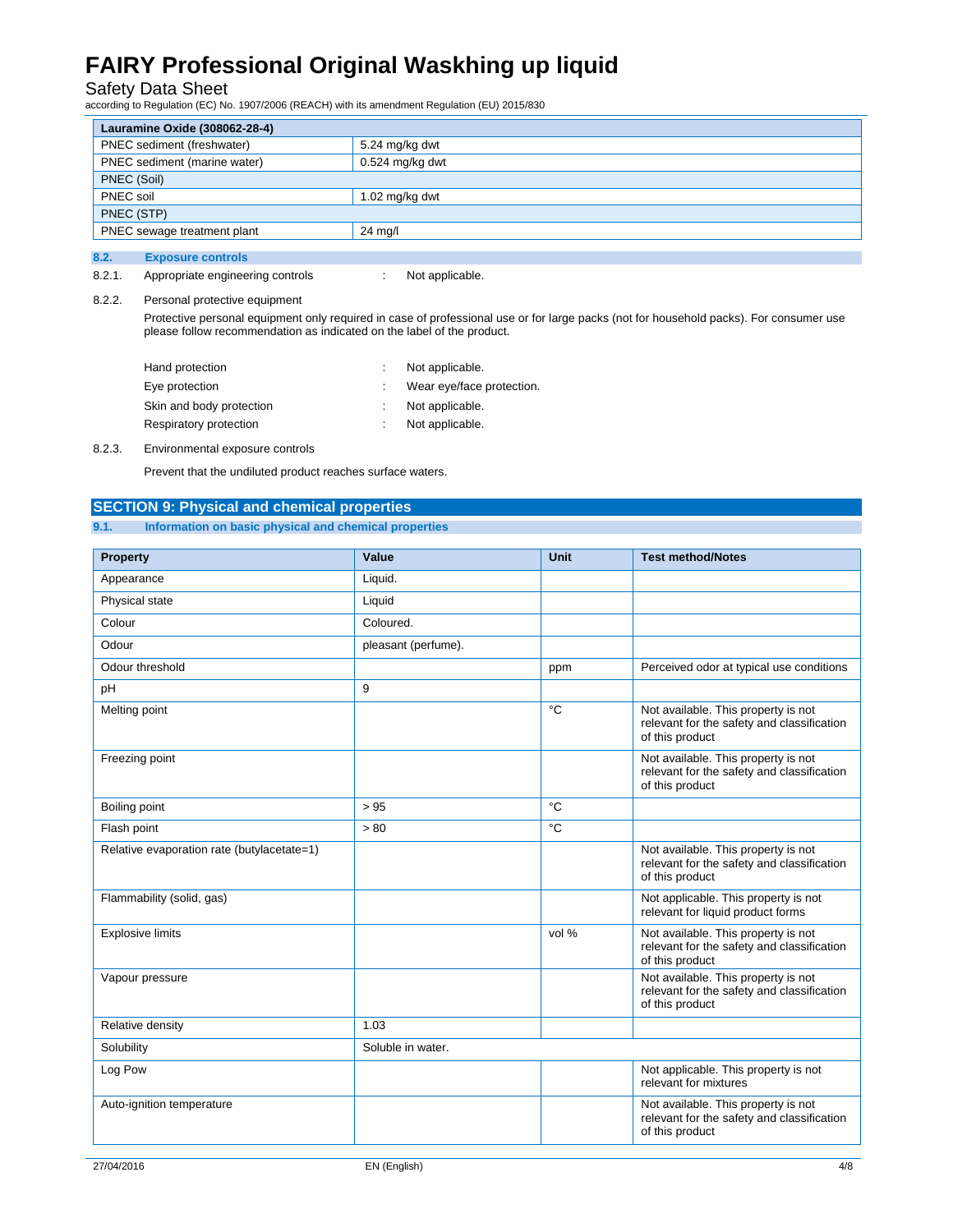| Lauramine Oxide (308062-28-4) | |
|---|---|
| PNEC sediment (freshwater) | 5.24 mg/kg dwt |
| PNEC sediment (marine water) | 0.524 mg/kg dwt |
| PNEC (Soil) | |
| PNEC soil | 1.02 mg/kg dwt |
| PNEC (STP) | |
| PNEC sewage treatment plant | 24 mg/l |

### 8.2. Exposure controls

8.2.1. Appropriate engineering controls : Not applicable.

8.2.2. Personal protective equipment

Protective personal equipment only required in case of professional use or for large packs (not for household packs). For consumer use please follow recommendation as indicated on the label of the product.

Hand protection : Not applicable.

Eye protection : Wear eye/face protection.

Skin and body protection : Not applicable.

Respiratory protection : Not applicable.

8.2.3. Environmental exposure controls

Prevent that the undiluted product reaches surface waters.

## SECTION 9: Physical and chemical properties

### 9.1. Information on basic physical and chemical properties

| Property | Value | Unit | Test method/Notes |
|---|---|---|---|
| Appearance | Liquid. | | |
| Physical state | Liquid | | |
| Colour | Coloured. | | |
| Odour | pleasant (perfume). | | |
| Odour threshold | | ppm | Perceived odor at typical use conditions |
| pH | 9 | | |
| Melting point | | °C | Not available. This property is not relevant for the safety and classification of this product |
| Freezing point | | | Not available. This property is not relevant for the safety and classification of this product |
| Boiling point | > 95 | °C | |
| Flash point | > 80 | °C | |
| Relative evaporation rate (butylacetate=1) | | | Not available. This property is not relevant for the safety and classification of this product |
| Flammability (solid, gas) | | | Not applicable. This property is not relevant for liquid product forms |
| Explosive limits | | vol % | Not available. This property is not relevant for the safety and classification of this product |
| Vapour pressure | | | Not available. This property is not relevant for the safety and classification of this product |
| Relative density | 1.03 | | |
| Solubility | Soluble in water. | | |
| Log Pow | | | Not applicable. This property is not relevant for mixtures |
| Auto-ignition temperature | | | Not available. This property is not relevant for the safety and classification of this product |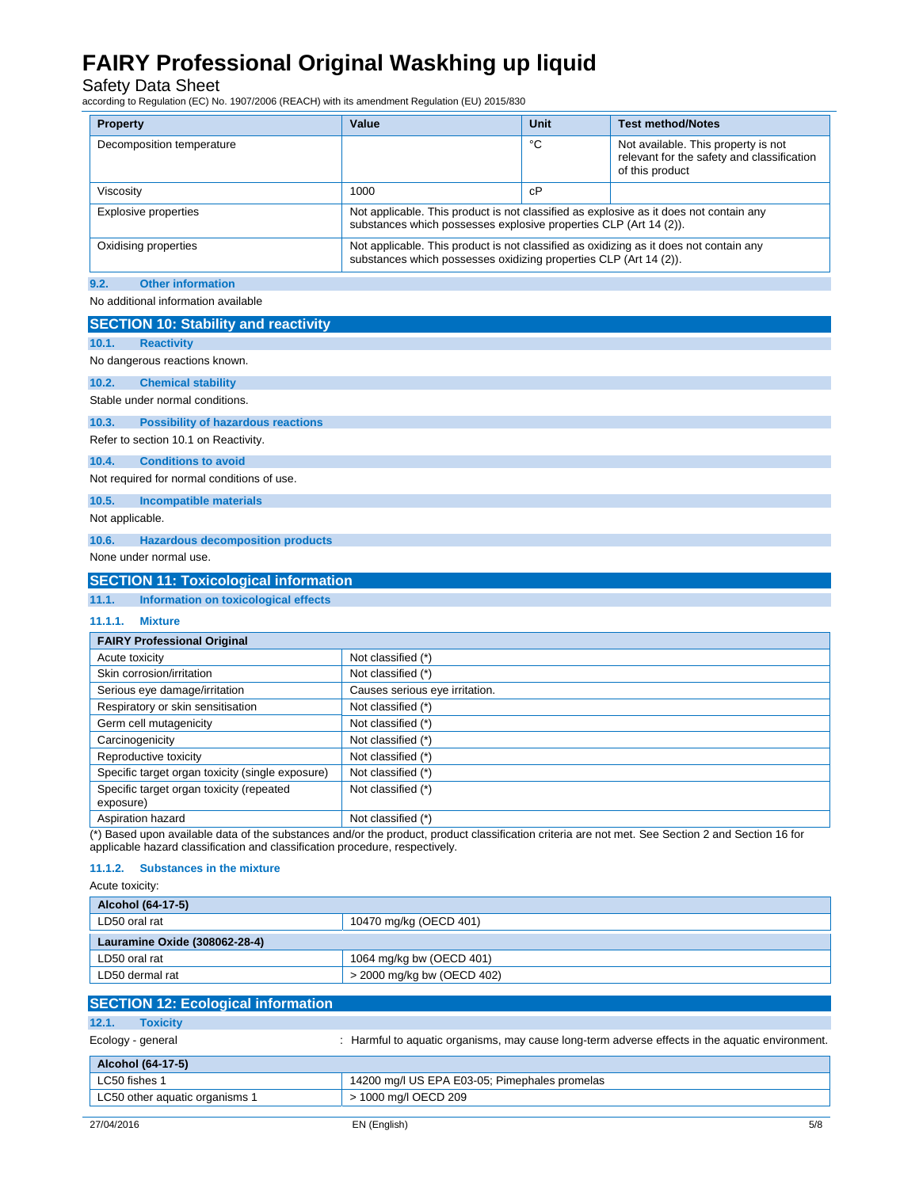| Property | Value | Unit | Test method/Notes |
|---|---|---|---|
| Decomposition temperature | | °C | Not available. This property is not relevant for the safety and classification of this product |
| Viscosity | 1000 | cP | |
| Explosive properties | Not applicable. This product is not classified as explosive as it does not contain any substances which possesses explosive properties CLP (Art 14 (2)). | | |
| Oxidising properties | Not applicable. This product is not classified as oxidizing as it does not contain any substances which possesses oxidizing properties CLP (Art 14 (2)). | | |

### 9.2. Other information

No additional information available

## SECTION 10: Stability and reactivity

### 10.1. Reactivity

No dangerous reactions known.

### 10.2. Chemical stability

Stable under normal conditions.

### 10.3. Possibility of hazardous reactions

Refer to section 10.1 on Reactivity.

### 10.4. Conditions to avoid

Not required for normal conditions of use.

### 10.5. Incompatible materials

Not applicable.

### 10.6. Hazardous decomposition products

None under normal use.

## SECTION 11: Toxicological information

### 11.1. Information on toxicological effects

#### 11.1.1. Mixture

| FAIRY Professional Original | |
|---|---|
| Acute toxicity | Not classified (*) |
| Skin corrosion/irritation | Not classified (*) |
| Serious eye damage/irritation | Causes serious eye irritation. |
| Respiratory or skin sensitisation | Not classified (*) |
| Germ cell mutagenicity | Not classified (*) |
| Carcinogenicity | Not classified (*) |
| Reproductive toxicity | Not classified (*) |
| Specific target organ toxicity (single exposure) | Not classified (*) |
| Specific target organ toxicity (repeated exposure) | Not classified (*) |
| Aspiration hazard | Not classified (*) |

(*) Based upon available data of the substances and/or the product, product classification criteria are not met. See Section 2 and Section 16 for applicable hazard classification and classification procedure, respectively.

#### 11.1.2. Substances in the mixture

Acute toxicity:

| Alcohol (64-17-5) | |
|---|---|
| LD50 oral rat | 10470 mg/kg (OECD 401) |
| **Lauramine Oxide (308062-28-4)** | |
| LD50 oral rat | 1064 mg/kg bw (OECD 401) |
| LD50 dermal rat | > 2000 mg/kg bw (OECD 402) |

## SECTION 12: Ecological information

### 12.1. Toxicity

Ecology - general : Harmful to aquatic organisms, may cause long-term adverse effects in the aquatic environment.

| Alcohol (64-17-5) | |
|---|---|
| LC50 fishes 1 | 14200 mg/l US EPA E03-05; Pimephales promelas |
| LC50 other aquatic organisms 1 | > 1000 mg/l OECD 209 |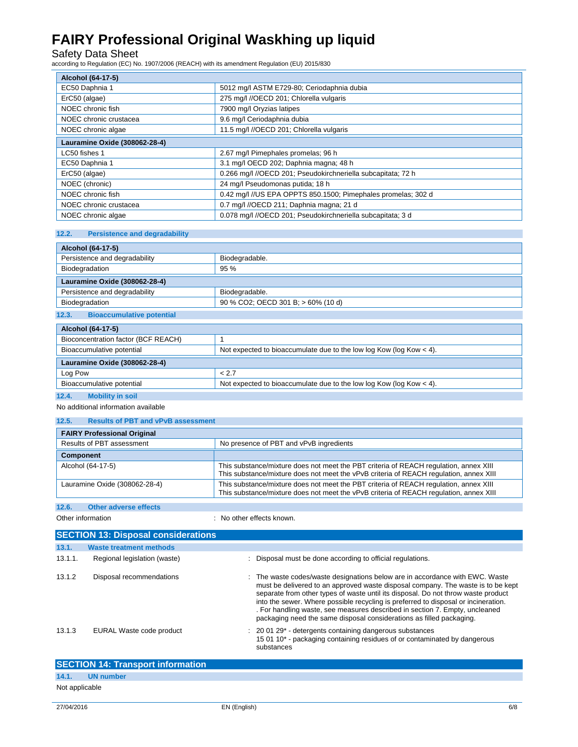| Alcohol (64-17-5) | |
|---|---|
| EC50 Daphnia 1 | 5012 mg/l ASTM E729-80; Ceriodaphnia dubia |
| ErC50 (algae) | 275 mg/l //OECD 201; Chlorella vulgaris |
| NOEC chronic fish | 7900 mg/l Oryzias latipes |
| NOEC chronic crustacea | 9.6 mg/l Ceriodaphnia dubia |
| NOEC chronic algae | 11.5 mg/l //OECD 201; Chlorella vulgaris |
| **Lauramine Oxide (308062-28-4)** | |
| LC50 fishes 1 | 2.67 mg/l Pimephales promelas; 96 h |
| EC50 Daphnia 1 | 3.1 mg/l OECD 202; Daphnia magna; 48 h |
| ErC50 (algae) | 0.266 mg/l //OECD 201; Pseudokirchneriella subcapitata; 72 h |
| NOEC (chronic) | 24 mg/l Pseudomonas putida; 18 h |
| NOEC chronic fish | 0.42 mg/l //US EPA OPPTS 850.1500; Pimephales promelas; 302 d |
| NOEC chronic crustacea | 0.7 mg/l //OECD 211; Daphnia magna; 21 d |
| NOEC chronic algae | 0.078 mg/l //OECD 201; Pseudokirchneriella subcapitata; 3 d |

### 12.2. Persistence and degradability

| Alcohol (64-17-5) | |
|---|---|
| Persistence and degradability | Biodegradable. |
| Biodegradation | 95 % |
| **Lauramine Oxide (308062-28-4)** | |
| Persistence and degradability | Biodegradable. |
| Biodegradation | 90 % CO2; OECD 301 B; > 60% (10 d) |

### 12.3. Bioaccumulative potential

| Alcohol (64-17-5) | |
|---|---|
| Bioconcentration factor (BCF REACH) | 1 |
| Bioaccumulative potential | Not expected to bioaccumulate due to the low log Kow (log Kow < 4). |
| **Lauramine Oxide (308062-28-4)** | |
| Log Pow | < 2.7 |
| Bioaccumulative potential | Not expected to bioaccumulate due to the low log Kow (log Kow < 4). |

### 12.4. Mobility in soil

No additional information available

### 12.5. Results of PBT and vPvB assessment

| FAIRY Professional Original | |
|---|---|
| Results of PBT assessment | No presence of PBT and vPvB ingredients |
| **Component** | |
| Alcohol (64-17-5) | This substance/mixture does not meet the PBT criteria of REACH regulation, annex XIII<br>This substance/mixture does not meet the vPvB criteria of REACH regulation, annex XIII |
| Lauramine Oxide (308062-28-4) | This substance/mixture does not meet the PBT criteria of REACH regulation, annex XIII<br>This substance/mixture does not meet the vPvB criteria of REACH regulation, annex XIII |

### 12.6. Other adverse effects

Other information : No other effects known.

## SECTION 13: Disposal considerations

### 13.1. Waste treatment methods

13.1.1. Regional legislation (waste) : Disposal must be done according to official regulations.

13.1.2 Disposal recommendations : The waste codes/waste designations below are in accordance with EWC. Waste must be delivered to an approved waste disposal company. The waste is to be kept separate from other types of waste until its disposal. Do not throw waste product into the sewer. Where possible recycling is preferred to disposal or incineration. . For handling waste, see measures described in section 7. Empty, uncleaned packaging need the same disposal considerations as filled packaging.

13.1.3 EURAL Waste code product : 20 01 29* - detergents containing dangerous substances
15 01 10* - packaging containing residues of or contaminated by dangerous substances

## SECTION 14: Transport information

### 14.1. UN number

Not applicable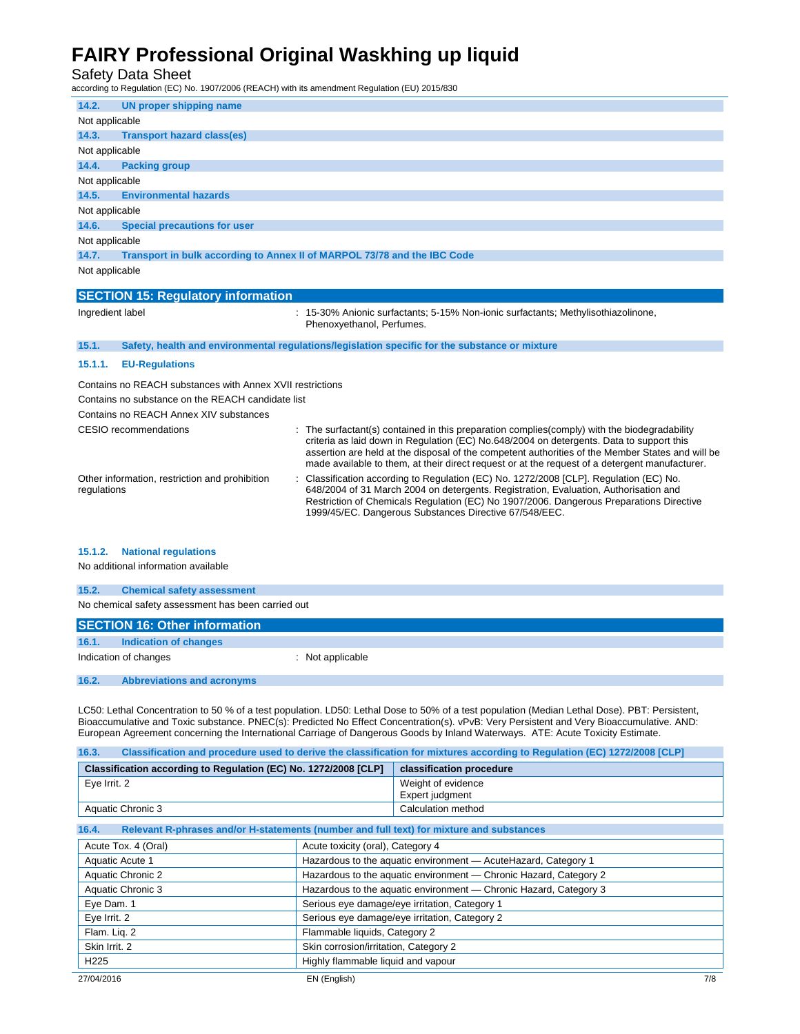### 14.2. UN proper shipping name

Not applicable

### 14.3. Transport hazard class(es)

Not applicable

### 14.4. Packing group

Not applicable

### 14.5. Environmental hazards

Not applicable

### 14.6. Special precautions for user

Not applicable

### 14.7. Transport in bulk according to Annex II of MARPOL 73/78 and the IBC Code

Not applicable

## SECTION 15: Regulatory information

Ingredient label : 15-30% Anionic surfactants; 5-15% Non-ionic surfactants; Methylisothiazolinone, Phenoxyethanol, Perfumes.

### 15.1. Safety, health and environmental regulations/legislation specific for the substance or mixture

#### 15.1.1. EU-Regulations

Contains no REACH substances with Annex XVII restrictions

Contains no substance on the REACH candidate list

Contains no REACH Annex XIV substances

CESIO recommendations : The surfactant(s) contained in this preparation complies(comply) with the biodegradability criteria as laid down in Regulation (EC) No.648/2004 on detergents. Data to support this assertion are held at the disposal of the competent authorities of the Member States and will be made available to them, at their direct request or at the request of a detergent manufacturer.

Other information, restriction and prohibition regulations : Classification according to Regulation (EC) No. 1272/2008 [CLP]. Regulation (EC) No. 648/2004 of 31 March 2004 on detergents. Registration, Evaluation, Authorisation and Restriction of Chemicals Regulation (EC) No 1907/2006. Dangerous Preparations Directive 1999/45/EC. Dangerous Substances Directive 67/548/EEC.

#### 15.1.2. National regulations

No additional information available

### 15.2. Chemical safety assessment

No chemical safety assessment has been carried out

## SECTION 16: Other information

### 16.1. Indication of changes

Indication of changes : Not applicable

### 16.2. Abbreviations and acronyms

LC50: Lethal Concentration to 50 % of a test population. LD50: Lethal Dose to 50% of a test population (Median Lethal Dose). PBT: Persistent, Bioaccumulative and Toxic substance. PNEC(s): Predicted No Effect Concentration(s). vPvB: Very Persistent and Very Bioaccumulative. AND: European Agreement concerning the International Carriage of Dangerous Goods by Inland Waterways. ATE: Acute Toxicity Estimate.

### 16.3. Classification and procedure used to derive the classification for mixtures according to Regulation (EC) 1272/2008 [CLP]

| Classification according to Regulation (EC) No. 1272/2008 [CLP] | classification procedure |
|---|---|
| Eye Irrit. 2 | Weight of evidence<br>Expert judgment |
| Aquatic Chronic 3 | Calculation method |

### 16.4. Relevant R-phrases and/or H-statements (number and full text) for mixture and substances

| | |
|---|---|
| Acute Tox. 4 (Oral) | Acute toxicity (oral), Category 4 |
| Aquatic Acute 1 | Hazardous to the aquatic environment — AcuteHazard, Category 1 |
| Aquatic Chronic 2 | Hazardous to the aquatic environment — Chronic Hazard, Category 2 |
| Aquatic Chronic 3 | Hazardous to the aquatic environment — Chronic Hazard, Category 3 |
| Eye Dam. 1 | Serious eye damage/eye irritation, Category 1 |
| Eye Irrit. 2 | Serious eye damage/eye irritation, Category 2 |
| Flam. Liq. 2 | Flammable liquids, Category 2 |
| Skin Irrit. 2 | Skin corrosion/irritation, Category 2 |
| H225 | Highly flammable liquid and vapour |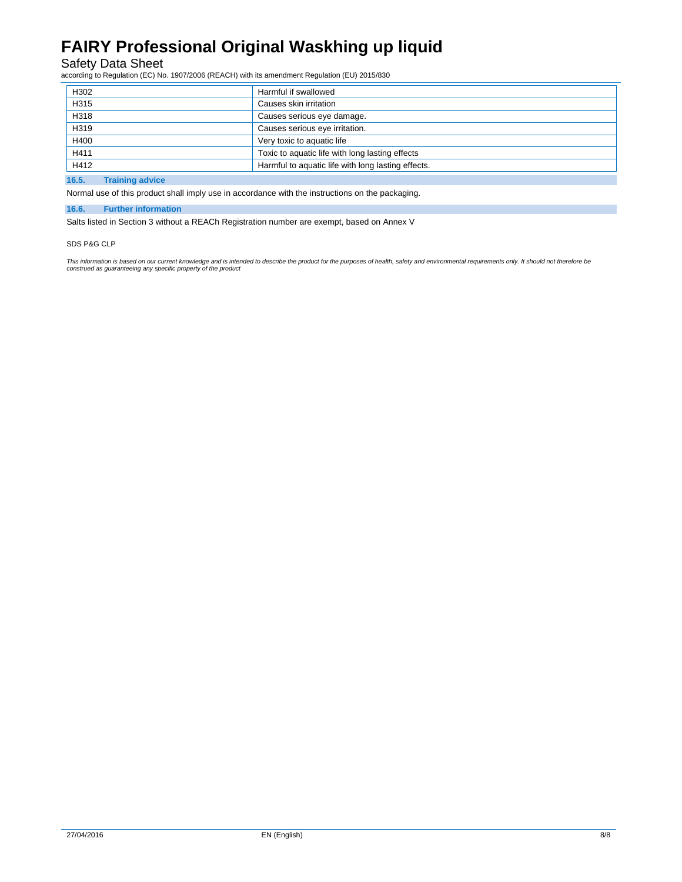| | |
|---|---|
| H302 | Harmful if swallowed |
| H315 | Causes skin irritation |
| H318 | Causes serious eye damage. |
| H319 | Causes serious eye irritation. |
| H400 | Very toxic to aquatic life |
| H411 | Toxic to aquatic life with long lasting effects |
| H412 | Harmful to aquatic life with long lasting effects. |

### 16.5. Training advice

Normal use of this product shall imply use in accordance with the instructions on the packaging.

### 16.6. Further information

Salts listed in Section 3 without a REACh Registration number are exempt, based on Annex V

SDS P&G CLP

*This information is based on our current knowledge and is intended to describe the product for the purposes of health, safety and environmental requirements only. It should not therefore be construed as guaranteeing any specific property of the product*